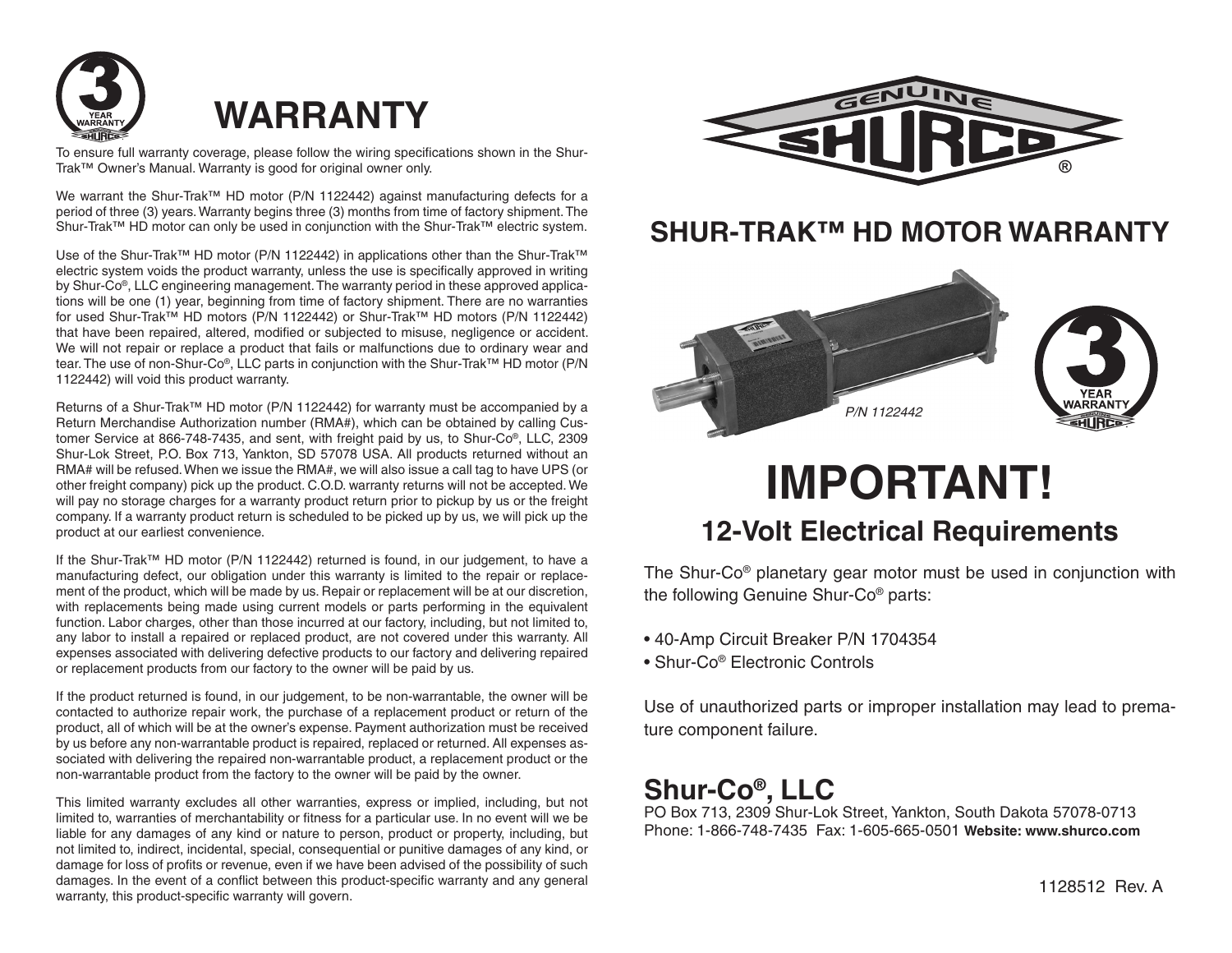# WARRANTY

To ensure full warranty coverage, please follow the wiring specifications shown in the Shur-Trak™ Owner's Manual. Warranty is good for original owner only.

We warrant the Shur-Trak™ HD motor (P/N 1122442) against manufacturing defects for a period of three (3) years. Warranty begins three (3) months from time of factory shipment. The Shur-Trak™ HD motor can only be used in conjunction with the Shur-Trak™ electric system.

Use of the Shur-Trak™ HD motor (P/N 1122442) in applications other than the Shur-Trak™ electric system voids the product warranty, unless the use is specifically approved in writing by Shur-Co®, LLC engineering management. The warranty period in these approved applications will be one (1) year, beginning from time of factory shipment. There are no warranties for used Shur-Trak™ HD motors (P/N 1122442) or Shur-Trak™ HD motors (P/N 1122442) that have been repaired, altered, modified or subjected to misuse, negligence or accident. We will not repair or replace a product that fails or malfunctions due to ordinary wear and tear. The use of non-Shur-Co®, LLC parts in conjunction with the Shur-Trak™ HD motor (P/N 1122442) will void this product warranty.

Returns of a Shur-Trak™ HD motor (P/N 1122442) for warranty must be accompanied by a Return Merchandise Authorization number (RMA#), which can be obtained by calling Customer Service at 866-748-7435, and sent, with freight paid by us, to Shur-Co®, LLC, 2309 Shur-Lok Street, P.O. Box 713, Yankton, SD 57078 USA. All products returned without an RMA# will be refused. When we issue the RMA#, we will also issue a call tag to have UPS (or other freight company) pick up the product. C.O.D. warranty returns will not be accepted. We will pay no storage charges for a warranty product return prior to pickup by us or the freight company. If a warranty product return is scheduled to be picked up by us, we will pick up the product at our earliest convenience.

If the Shur-Trak™ HD motor (P/N 1122442) returned is found, in our judgement, to have a manufacturing defect, our obligation under this warranty is limited to the repair or replacement of the product, which will be made by us. Repair or replacement will be at our discretion, with replacements being made using current models or parts performing in the equivalent function. Labor charges, other than those incurred at our factory, including, but not limited to, any labor to install a repaired or replaced product, are not covered under this warranty. All expenses associated with delivering defective products to our factory and delivering repaired or replacement products from our factory to the owner will be paid by us.

If the product returned is found, in our judgement, to be non-warrantable, the owner will be contacted to authorize repair work, the purchase of a replacement product or return of the product, all of which will be at the owner's expense. Payment authorization must be received by us before any non-warrantable product is repaired, replaced or returned. All expenses associated with delivering the repaired non-warrantable product, a replacement product or the non-warrantable product from the factory to the owner will be paid by the owner.

This limited warranty excludes all other warranties, express or implied, including, but not limited to, warranties of merchantability or fitness for a particular use. In no event will we be liable for any damages of any kind or nature to person, product or property, including, but not limited to, indirect, incidental, special, consequential or punitive damages of any kind, or damage for loss of profits or revenue, even if we have been advised of the possibility of such damages. In the event of a conflict between this product-specific warranty and any general warranty, this product-specific warranty will govern.

## SHUR-TRAK™ HD MOTOR WARRANTY

*P/N 1122442*

# IMPORTANT!

## 12-Volt Electrical Requirements

The Shur-Co® planetary gear motor must be used in conjunction with the following Genuine Shur-Co® parts:

- 40-Amp Circuit Breaker P/N 1704354
- Shur-Co® Electronic Controls

Use of unauthorized parts or improper installation may lead to premature component failure.

## Shur-Co®, LLC

PO Box 713, 2309 Shur-Lok Street, Yankton, South Dakota 57078-0713
Phone: 1-866-748-7435 Fax: 1-605-665-0501 **Website: www.shurco.com**

1128512 Rev. A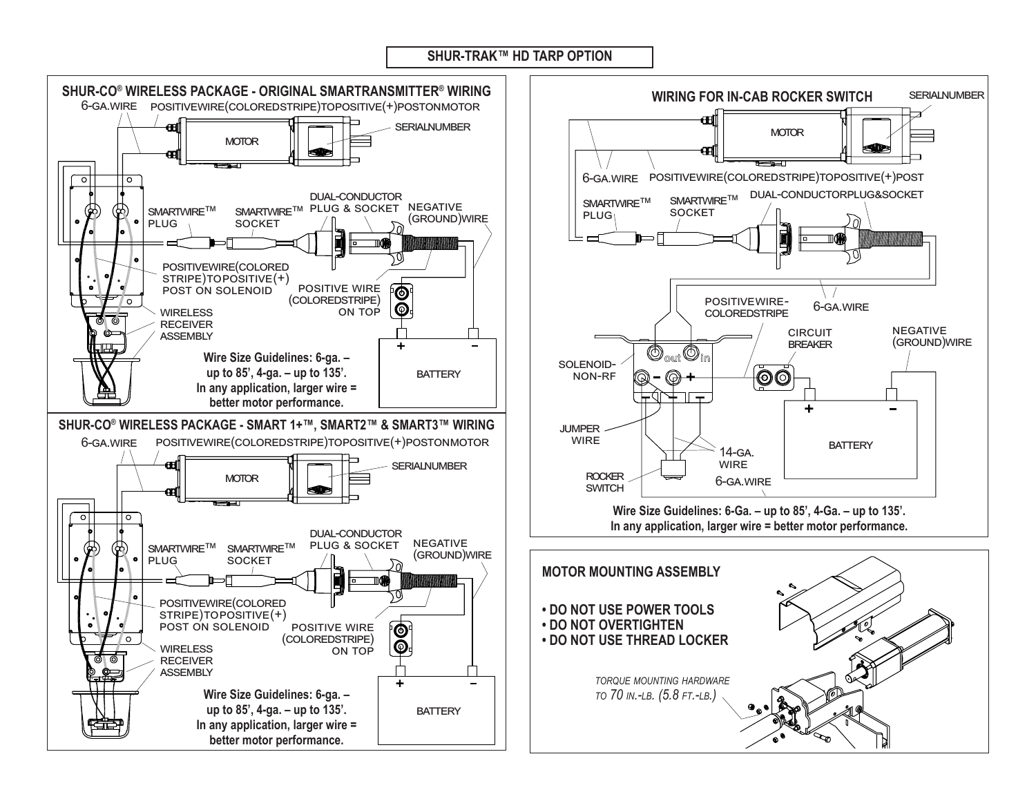# SHUR-TRAK™ HD TARP OPTION

## SHUR-CO® WIRELESS PACKAGE - ORIGINAL SMARTRANSMITTER® WIRING

6-GA.WIRE

POSITIVEWIRE(COLOREDSTRIPE)TOPOSITIVE(+)POSTONMOTOR

MOTOR

SERIALNUMBER

SMARTWIRE™ PLUG

SMARTWIRE™ SOCKET

DUAL-CONDUCTOR PLUG & SOCKET

NEGATIVE (GROUND)WIRE

POSITIVEWIRE(COLORED STRIPE)TOPOSITIVE(+) POST ON SOLENOID

POSITIVE WIRE (COLOREDSTRIPE) ON TOP

WIRELESS RECEIVER ASSEMBLY

BATTERY

**Wire Size Guidelines: 6-ga. – up to 85', 4-ga. – up to 135'. In any application, larger wire = better motor performance.**

## SHUR-CO® WIRELESS PACKAGE - SMART 1+™, SMART2™ & SMART3™ WIRING

6-GA.WIRE

POSITIVEWIRE(COLOREDSTRIPE)TOPOSITIVE(+)POSTONMOTOR

MOTOR

SERIALNUMBER

SMARTWIRE™ PLUG

SMARTWIRE™ SOCKET

DUAL-CONDUCTOR PLUG & SOCKET

NEGATIVE (GROUND)WIRE

POSITIVEWIRE(COLORED STRIPE)TOPOSITIVE(+) POST ON SOLENOID

POSITIVE WIRE (COLOREDSTRIPE) ON TOP

WIRELESS RECEIVER ASSEMBLY

BATTERY

**Wire Size Guidelines: 6-ga. – up to 85', 4-ga. – up to 135'. In any application, larger wire = better motor performance.**

## WIRING FOR IN-CAB ROCKER SWITCH

SERIALNUMBER

MOTOR

6-GA.WIRE

POSITIVEWIRE(COLOREDSTRIPE)TOPOSITIVE(+)POST

SMARTWIRE™ PLUG

SMARTWIRE™ SOCKET

DUAL-CONDUCTORPLUG&SOCKET

POSITIVEWIRE-COLOREDSTRIPE

6-GA.WIRE

CIRCUIT BREAKER

NEGATIVE (GROUND)WIRE

SOLENOID-NON-RF

out

in

JUMPER WIRE

14-GA. WIRE

ROCKER SWITCH

6-GA.WIRE

BATTERY

**Wire Size Guidelines: 6-Ga. – up to 85', 4-Ga. – up to 135'. In any application, larger wire = better motor performance.**

## MOTOR MOUNTING ASSEMBLY

- **DO NOT USE POWER TOOLS**
- **DO NOT OVERTIGHTEN**
- **DO NOT USE THREAD LOCKER**

*TORQUE MOUNTING HARDWARE TO 70 IN.-LB. (5.8 FT.-LB.)*